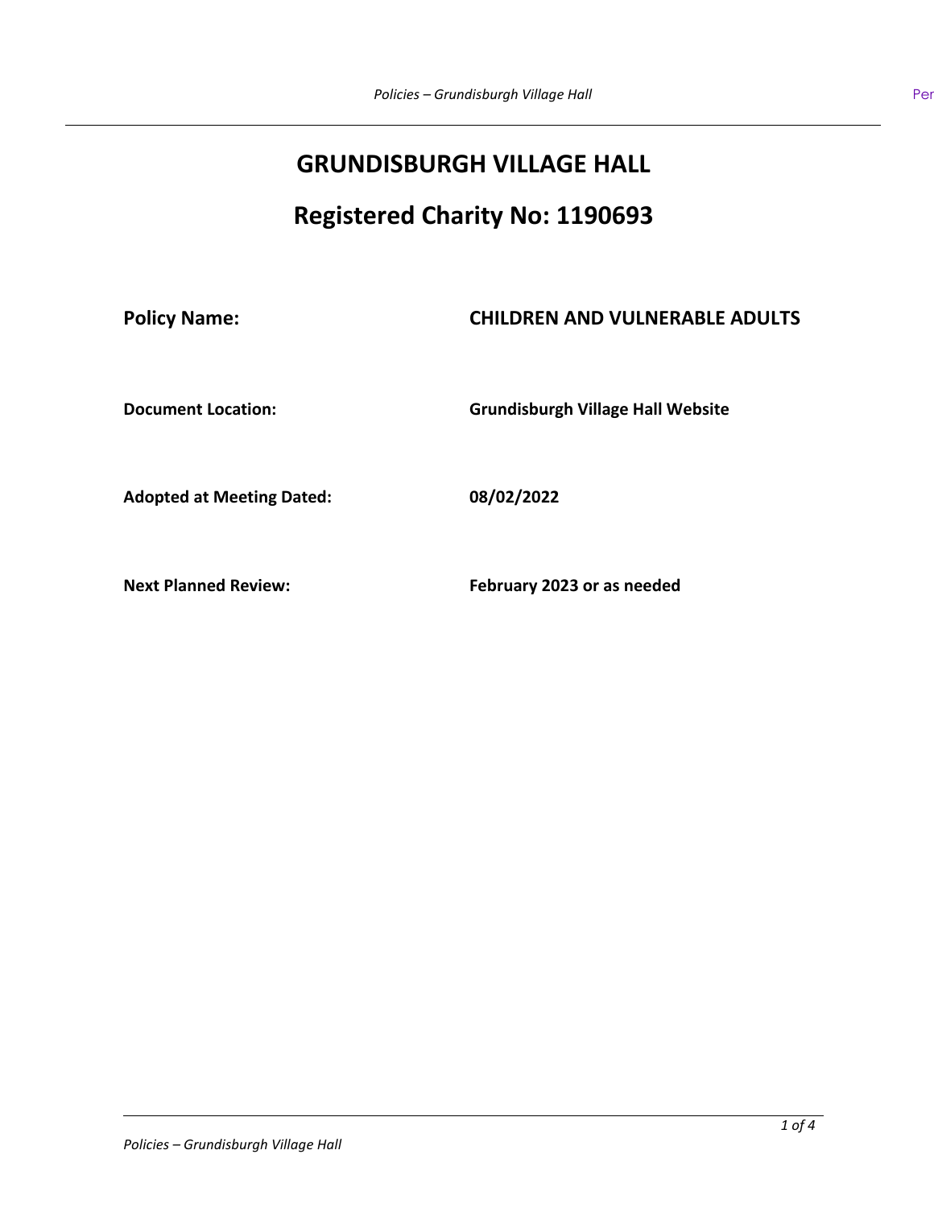# GRUNDISBURGH VILLAGE HALL

## Registered Charity No: 1190693

| | |
|---|---|
| **Policy Name:** | **CHILDREN AND VULNERABLE ADULTS** |
| **Document Location:** | **Grundisburgh Village Hall Website** |
| **Adopted at Meeting Dated:** | **08/02/2022** |
| **Next Planned Review:** | **February 2023 or as needed** |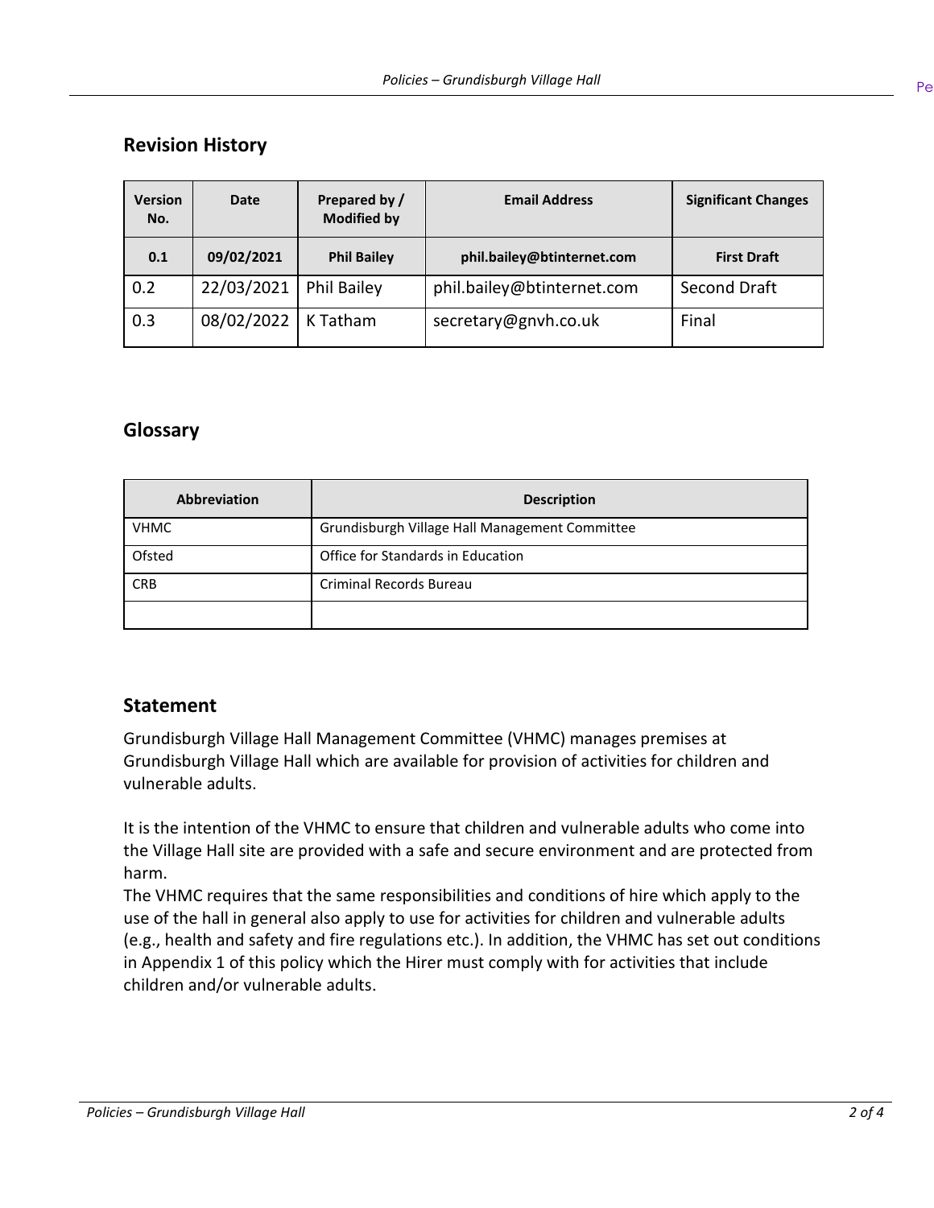## Revision History

| Version No. | Date | Prepared by / Modified by | Email Address | Significant Changes |
|---|---|---|---|---|
| **0.1** | **09/02/2021** | **Phil Bailey** | **phil.bailey@btinternet.com** | **First Draft** |
| 0.2 | 22/03/2021 | Phil Bailey | phil.bailey@btinternet.com | Second Draft |
| 0.3 | 08/02/2022 | K Tatham | secretary@gnvh.co.uk | Final |

## Glossary

| Abbreviation | Description |
|---|---|
| VHMC | Grundisburgh Village Hall Management Committee |
| Ofsted | Office for Standards in Education |
| CRB | Criminal Records Bureau |
| | |

## Statement

Grundisburgh Village Hall Management Committee (VHMC) manages premises at Grundisburgh Village Hall which are available for provision of activities for children and vulnerable adults.

It is the intention of the VHMC to ensure that children and vulnerable adults who come into the Village Hall site are provided with a safe and secure environment and are protected from harm.

The VHMC requires that the same responsibilities and conditions of hire which apply to the use of the hall in general also apply to use for activities for children and vulnerable adults (e.g., health and safety and fire regulations etc.). In addition, the VHMC has set out conditions in Appendix 1 of this policy which the Hirer must comply with for activities that include children and/or vulnerable adults.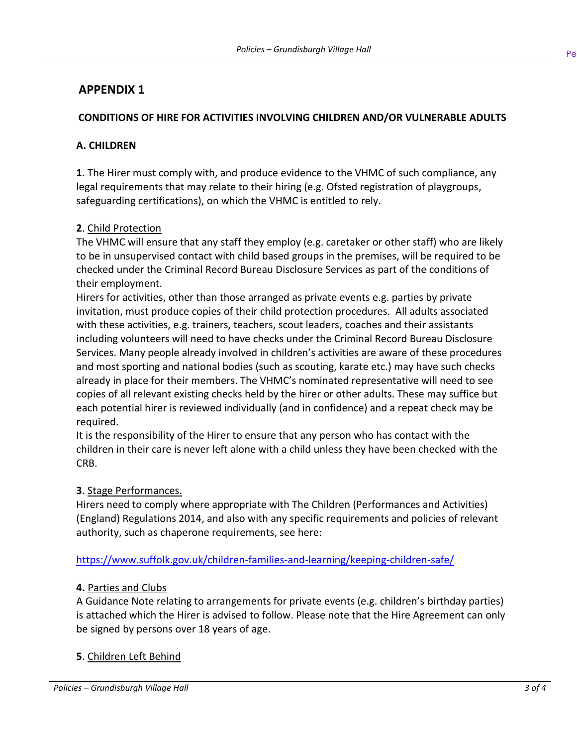## APPENDIX 1

### CONDITIONS OF HIRE FOR ACTIVITIES INVOLVING CHILDREN AND/OR VULNERABLE ADULTS

### A. CHILDREN

**1**. The Hirer must comply with, and produce evidence to the VHMC of such compliance, any legal requirements that may relate to their hiring (e.g. Ofsted registration of playgroups, safeguarding certifications), on which the VHMC is entitled to rely.

**2**. Child Protection

The VHMC will ensure that any staff they employ (e.g. caretaker or other staff) who are likely to be in unsupervised contact with child based groups in the premises, will be required to be checked under the Criminal Record Bureau Disclosure Services as part of the conditions of their employment.

Hirers for activities, other than those arranged as private events e.g. parties by private invitation, must produce copies of their child protection procedures. All adults associated with these activities, e.g. trainers, teachers, scout leaders, coaches and their assistants including volunteers will need to have checks under the Criminal Record Bureau Disclosure Services. Many people already involved in children's activities are aware of these procedures and most sporting and national bodies (such as scouting, karate etc.) may have such checks already in place for their members. The VHMC's nominated representative will need to see copies of all relevant existing checks held by the hirer or other adults. These may suffice but each potential hirer is reviewed individually (and in confidence) and a repeat check may be required.

It is the responsibility of the Hirer to ensure that any person who has contact with the children in their care is never left alone with a child unless they have been checked with the CRB.

**3**. Stage Performances.

Hirers need to comply where appropriate with The Children (Performances and Activities) (England) Regulations 2014, and also with any specific requirements and policies of relevant authority, such as chaperone requirements, see here:

https://www.suffolk.gov.uk/children-families-and-learning/keeping-children-safe/

**4.** Parties and Clubs

A Guidance Note relating to arrangements for private events (e.g. children's birthday parties) is attached which the Hirer is advised to follow. Please note that the Hire Agreement can only be signed by persons over 18 years of age.

**5**. Children Left Behind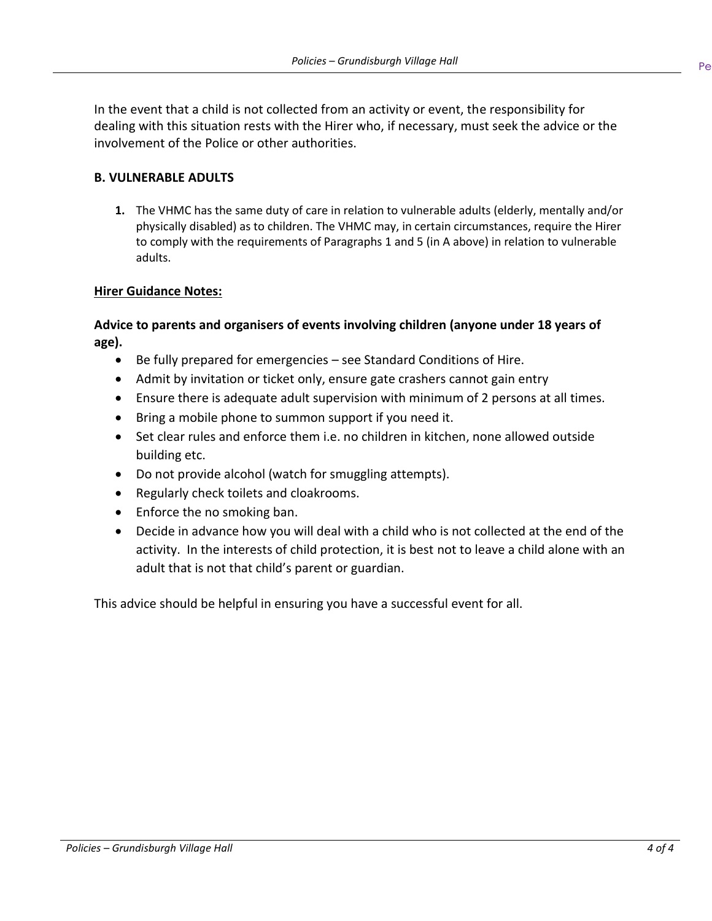In the event that a child is not collected from an activity or event, the responsibility for dealing with this situation rests with the Hirer who, if necessary, must seek the advice or the involvement of the Police or other authorities.

**B. VULNERABLE ADULTS**

1. The VHMC has the same duty of care in relation to vulnerable adults (elderly, mentally and/or physically disabled) as to children. The VHMC may, in certain circumstances, require the Hirer to comply with the requirements of Paragraphs 1 and 5 (in A above) in relation to vulnerable adults.

**Hirer Guidance Notes:**

**Advice to parents and organisers of events involving children (anyone under 18 years of age).**

- Be fully prepared for emergencies – see Standard Conditions of Hire.
- Admit by invitation or ticket only, ensure gate crashers cannot gain entry
- Ensure there is adequate adult supervision with minimum of 2 persons at all times.
- Bring a mobile phone to summon support if you need it.
- Set clear rules and enforce them i.e. no children in kitchen, none allowed outside building etc.
- Do not provide alcohol (watch for smuggling attempts).
- Regularly check toilets and cloakrooms.
- Enforce the no smoking ban.
- Decide in advance how you will deal with a child who is not collected at the end of the activity. In the interests of child protection, it is best not to leave a child alone with an adult that is not that child's parent or guardian.

This advice should be helpful in ensuring you have a successful event for all.